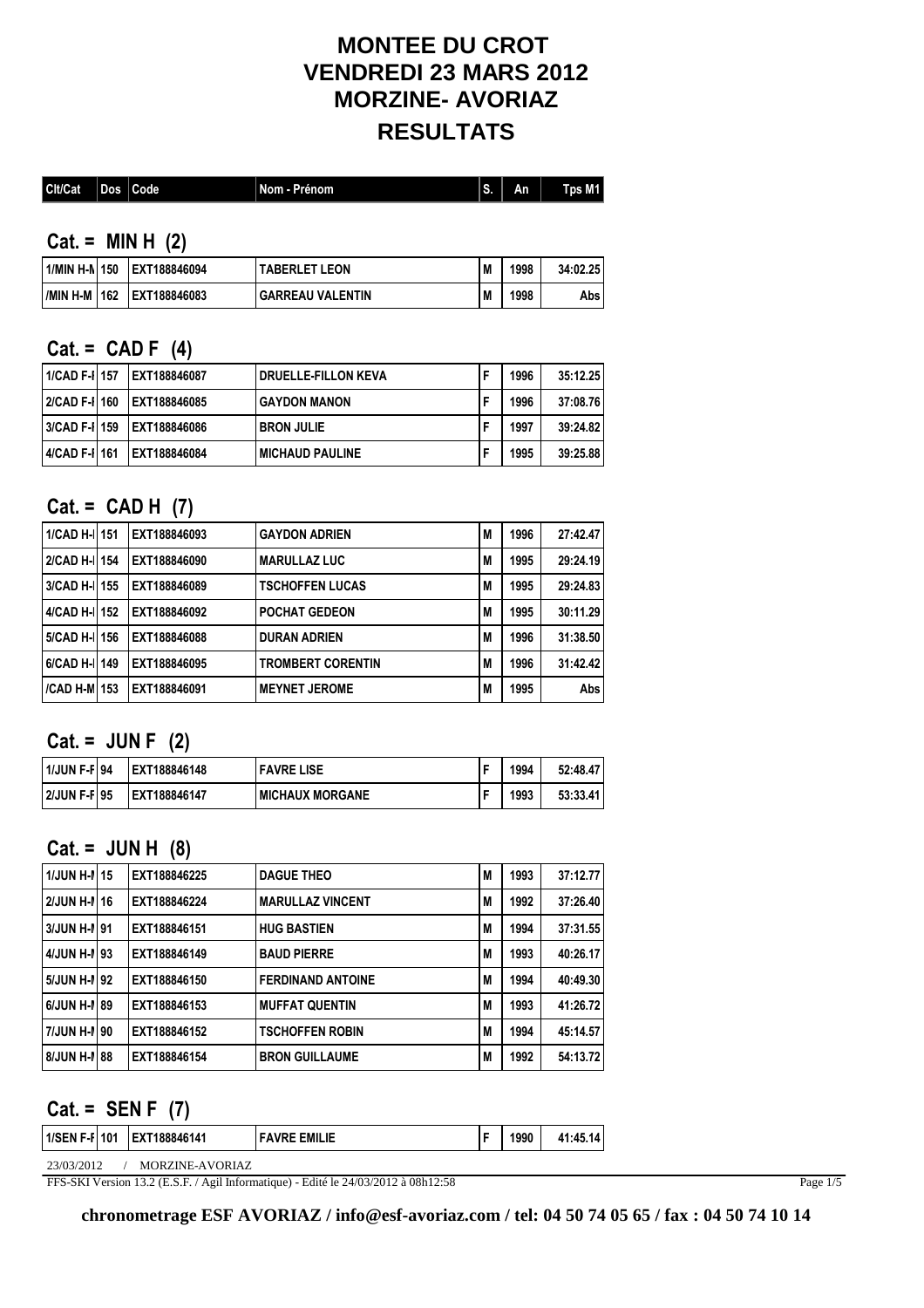# MONTEE DU CROT
# VENDREDI 23 MARS 2012
# MORZINE- AVORIAZ
# RESULTATS

| Clt/Cat | Dos | Code | Nom - Prénom | S. | An | Tps M1 |
|---|---|---|---|---|---|---|

## Cat. = MIN H (2)

| Clt/Cat | Dos | Code | Nom - Prénom | S. | An | Tps M1 |
|---|---|---|---|---|---|---|
| 1/MIN H-M | 150 | EXT188846094 | TABERLET LEON | M | 1998 | 34:02.25 |
| /MIN H-M | 162 | EXT188846083 | GARREAU VALENTIN | M | 1998 | Abs |

## Cat. = CAD F (4)

| Clt/Cat | Dos | Code | Nom - Prénom | S. | An | Tps M1 |
|---|---|---|---|---|---|---|
| 1/CAD F-I | 157 | EXT188846087 | DRUELLE-FILLON KEVA | F | 1996 | 35:12.25 |
| 2/CAD F-I | 160 | EXT188846085 | GAYDON MANON | F | 1996 | 37:08.76 |
| 3/CAD F-I | 159 | EXT188846086 | BRON JULIE | F | 1997 | 39:24.82 |
| 4/CAD F-I | 161 | EXT188846084 | MICHAUD PAULINE | F | 1995 | 39:25.88 |

## Cat. = CAD H (7)

| Clt/Cat | Dos | Code | Nom - Prénom | S. | An | Tps M1 |
|---|---|---|---|---|---|---|
| 1/CAD H-I | 151 | EXT188846093 | GAYDON ADRIEN | M | 1996 | 27:42.47 |
| 2/CAD H-I | 154 | EXT188846090 | MARULLAZ LUC | M | 1995 | 29:24.19 |
| 3/CAD H-I | 155 | EXT188846089 | TSCHOFFEN LUCAS | M | 1995 | 29:24.83 |
| 4/CAD H-I | 152 | EXT188846092 | POCHAT GEDEON | M | 1995 | 30:11.29 |
| 5/CAD H-I | 156 | EXT188846088 | DURAN ADRIEN | M | 1996 | 31:38.50 |
| 6/CAD H-I | 149 | EXT188846095 | TROMBERT CORENTIN | M | 1996 | 31:42.42 |
| /CAD H-M | 153 | EXT188846091 | MEYNET JEROME | M | 1995 | Abs |

## Cat. = JUN F (2)

| Clt/Cat | Dos | Code | Nom - Prénom | S. | An | Tps M1 |
|---|---|---|---|---|---|---|
| 1/JUN F-F | 94 | EXT188846148 | FAVRE LISE | F | 1994 | 52:48.47 |
| 2/JUN F-F | 95 | EXT188846147 | MICHAUX MORGANE | F | 1993 | 53:33.41 |

## Cat. = JUN H (8)

| Clt/Cat | Dos | Code | Nom - Prénom | S. | An | Tps M1 |
|---|---|---|---|---|---|---|
| 1/JUN H-I | 15 | EXT188846225 | DAGUE THEO | M | 1993 | 37:12.77 |
| 2/JUN H-I | 16 | EXT188846224 | MARULLAZ VINCENT | M | 1992 | 37:26.40 |
| 3/JUN H-I | 91 | EXT188846151 | HUG BASTIEN | M | 1994 | 37:31.55 |
| 4/JUN H-I | 93 | EXT188846149 | BAUD PIERRE | M | 1993 | 40:26.17 |
| 5/JUN H-I | 92 | EXT188846150 | FERDINAND ANTOINE | M | 1994 | 40:49.30 |
| 6/JUN H-I | 89 | EXT188846153 | MUFFAT QUENTIN | M | 1993 | 41:26.72 |
| 7/JUN H-I | 90 | EXT188846152 | TSCHOFFEN ROBIN | M | 1994 | 45:14.57 |
| 8/JUN H-I | 88 | EXT188846154 | BRON GUILLAUME | M | 1992 | 54:13.72 |

## Cat. = SEN F (7)

| Clt/Cat | Dos | Code | Nom - Prénom | S. | An | Tps M1 |
|---|---|---|---|---|---|---|
| 1/SEN F-F | 101 | EXT188846141 | FAVRE EMILIE | F | 1990 | 41:45.14 |

23/03/2012 / MORZINE-AVORIAZ

FFS-SKI Version 13.2 (E.S.F. / Agil Informatique) - Edité le 24/03/2012 à 08h12:58

**chronometrage ESF AVORIAZ / info@esf-avoriaz.com / tel: 04 50 74 05 65 / fax : 04 50 74 10 14**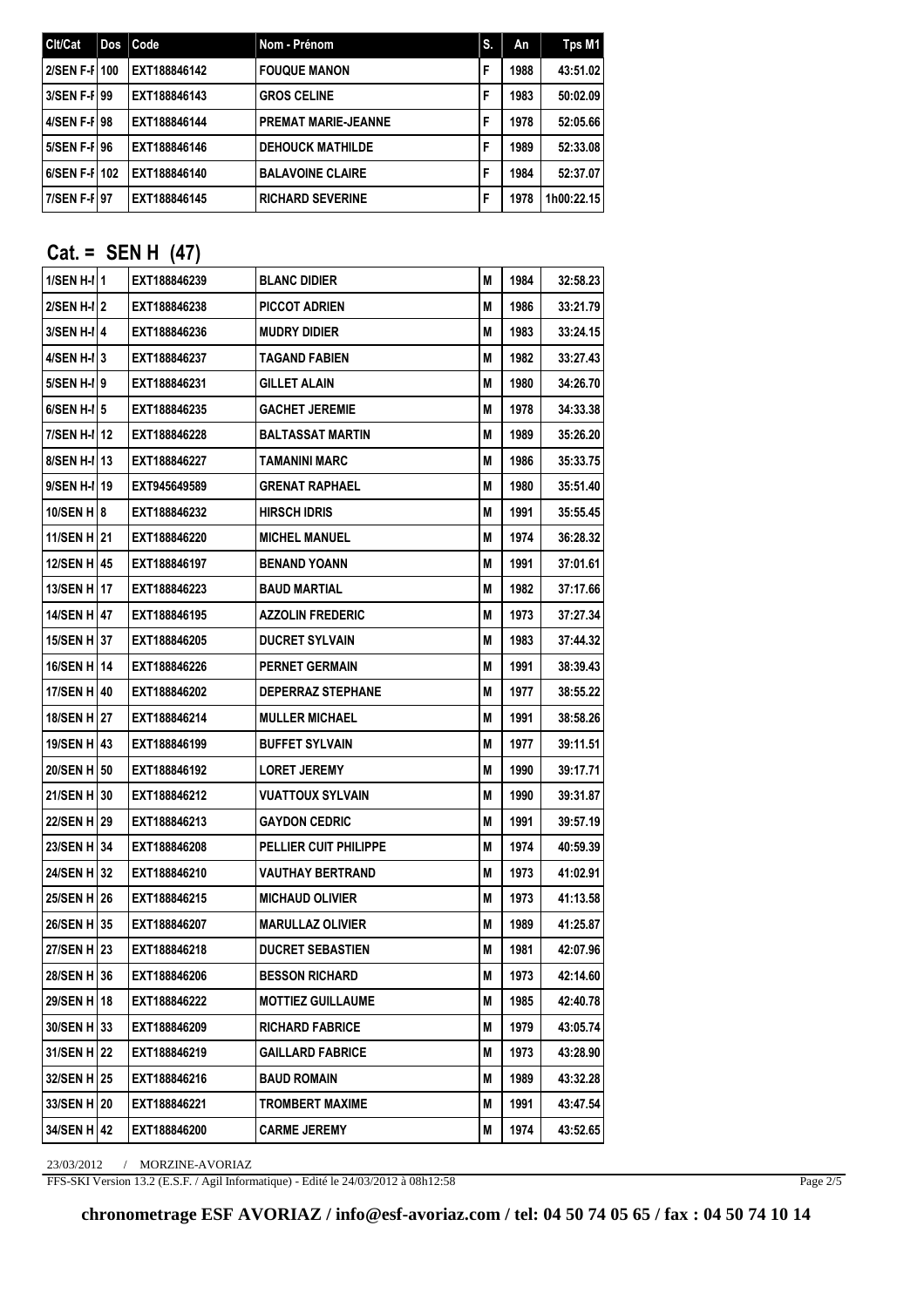| Clt/Cat | Dos | Code | Nom - Prénom | S. | An | Tps M1 |
|---|---|---|---|---|---|---|
| 2/SEN F-F | 100 | EXT188846142 | FOUQUE MANON | F | 1988 | 43:51.02 |
| 3/SEN F-F | 99 | EXT188846143 | GROS CELINE | F | 1983 | 50:02.09 |
| 4/SEN F-F | 98 | EXT188846144 | PREMAT MARIE-JEANNE | F | 1978 | 52:05.66 |
| 5/SEN F-F | 96 | EXT188846146 | DEHOUCK MATHILDE | F | 1989 | 52:33.08 |
| 6/SEN F-F | 102 | EXT188846140 | BALAVOINE CLAIRE | F | 1984 | 52:37.07 |
| 7/SEN F-F | 97 | EXT188846145 | RICHARD SEVERINE | F | 1978 | 1h00:22.15 |

## Cat. = SEN H (47)

| Clt/Cat | Dos | Code | Nom - Prénom | S. | An | Tps M1 |
|---|---|---|---|---|---|---|
| 1/SEN H-H | 1 | EXT188846239 | BLANC DIDIER | M | 1984 | 32:58.23 |
| 2/SEN H-H | 2 | EXT188846238 | PICCOT ADRIEN | M | 1986 | 33:21.79 |
| 3/SEN H-H | 4 | EXT188846236 | MUDRY DIDIER | M | 1983 | 33:24.15 |
| 4/SEN H-H | 3 | EXT188846237 | TAGAND FABIEN | M | 1982 | 33:27.43 |
| 5/SEN H-H | 9 | EXT188846231 | GILLET ALAIN | M | 1980 | 34:26.70 |
| 6/SEN H-H | 5 | EXT188846235 | GACHET JEREMIE | M | 1978 | 34:33.38 |
| 7/SEN H-H | 12 | EXT188846228 | BALTASSAT MARTIN | M | 1989 | 35:26.20 |
| 8/SEN H-H | 13 | EXT188846227 | TAMANINI MARC | M | 1986 | 35:33.75 |
| 9/SEN H-H | 19 | EXT945649589 | GRENAT RAPHAEL | M | 1980 | 35:51.40 |
| 10/SEN H | 8 | EXT188846232 | HIRSCH IDRIS | M | 1991 | 35:55.45 |
| 11/SEN H | 21 | EXT188846220 | MICHEL MANUEL | M | 1974 | 36:28.32 |
| 12/SEN H | 45 | EXT188846197 | BENAND YOANN | M | 1991 | 37:01.61 |
| 13/SEN H | 17 | EXT188846223 | BAUD MARTIAL | M | 1982 | 37:17.66 |
| 14/SEN H | 47 | EXT188846195 | AZZOLIN FREDERIC | M | 1973 | 37:27.34 |
| 15/SEN H | 37 | EXT188846205 | DUCRET SYLVAIN | M | 1983 | 37:44.32 |
| 16/SEN H | 14 | EXT188846226 | PERNET GERMAIN | M | 1991 | 38:39.43 |
| 17/SEN H | 40 | EXT188846202 | DEPERRAZ STEPHANE | M | 1977 | 38:55.22 |
| 18/SEN H | 27 | EXT188846214 | MULLER MICHAEL | M | 1991 | 38:58.26 |
| 19/SEN H | 43 | EXT188846199 | BUFFET SYLVAIN | M | 1977 | 39:11.51 |
| 20/SEN H | 50 | EXT188846192 | LORET JEREMY | M | 1990 | 39:17.71 |
| 21/SEN H | 30 | EXT188846212 | VUATTOUX SYLVAIN | M | 1990 | 39:31.87 |
| 22/SEN H | 29 | EXT188846213 | GAYDON CEDRIC | M | 1991 | 39:57.19 |
| 23/SEN H | 34 | EXT188846208 | PELLIER CUIT PHILIPPE | M | 1974 | 40:59.39 |
| 24/SEN H | 32 | EXT188846210 | VAUTHAY BERTRAND | M | 1973 | 41:02.91 |
| 25/SEN H | 26 | EXT188846215 | MICHAUD OLIVIER | M | 1973 | 41:13.58 |
| 26/SEN H | 35 | EXT188846207 | MARULLAZ OLIVIER | M | 1989 | 41:25.87 |
| 27/SEN H | 23 | EXT188846218 | DUCRET SEBASTIEN | M | 1981 | 42:07.96 |
| 28/SEN H | 36 | EXT188846206 | BESSON RICHARD | M | 1973 | 42:14.60 |
| 29/SEN H | 18 | EXT188846222 | MOTTIEZ GUILLAUME | M | 1985 | 42:40.78 |
| 30/SEN H | 33 | EXT188846209 | RICHARD FABRICE | M | 1979 | 43:05.74 |
| 31/SEN H | 22 | EXT188846219 | GAILLARD FABRICE | M | 1973 | 43:28.90 |
| 32/SEN H | 25 | EXT188846216 | BAUD ROMAIN | M | 1989 | 43:32.28 |
| 33/SEN H | 20 | EXT188846221 | TROMBERT MAXIME | M | 1991 | 43:47.54 |
| 34/SEN H | 42 | EXT188846200 | CARME JEREMY | M | 1974 | 43:52.65 |

23/03/2012 / MORZINE-AVORIAZ

FFS-SKI Version 13.2 (E.S.F. / Agil Informatique) - Edité le 24/03/2012 à 08h12:58

**chronometrage ESF AVORIAZ / info@esf-avoriaz.com / tel: 04 50 74 05 65 / fax : 04 50 74 10 14**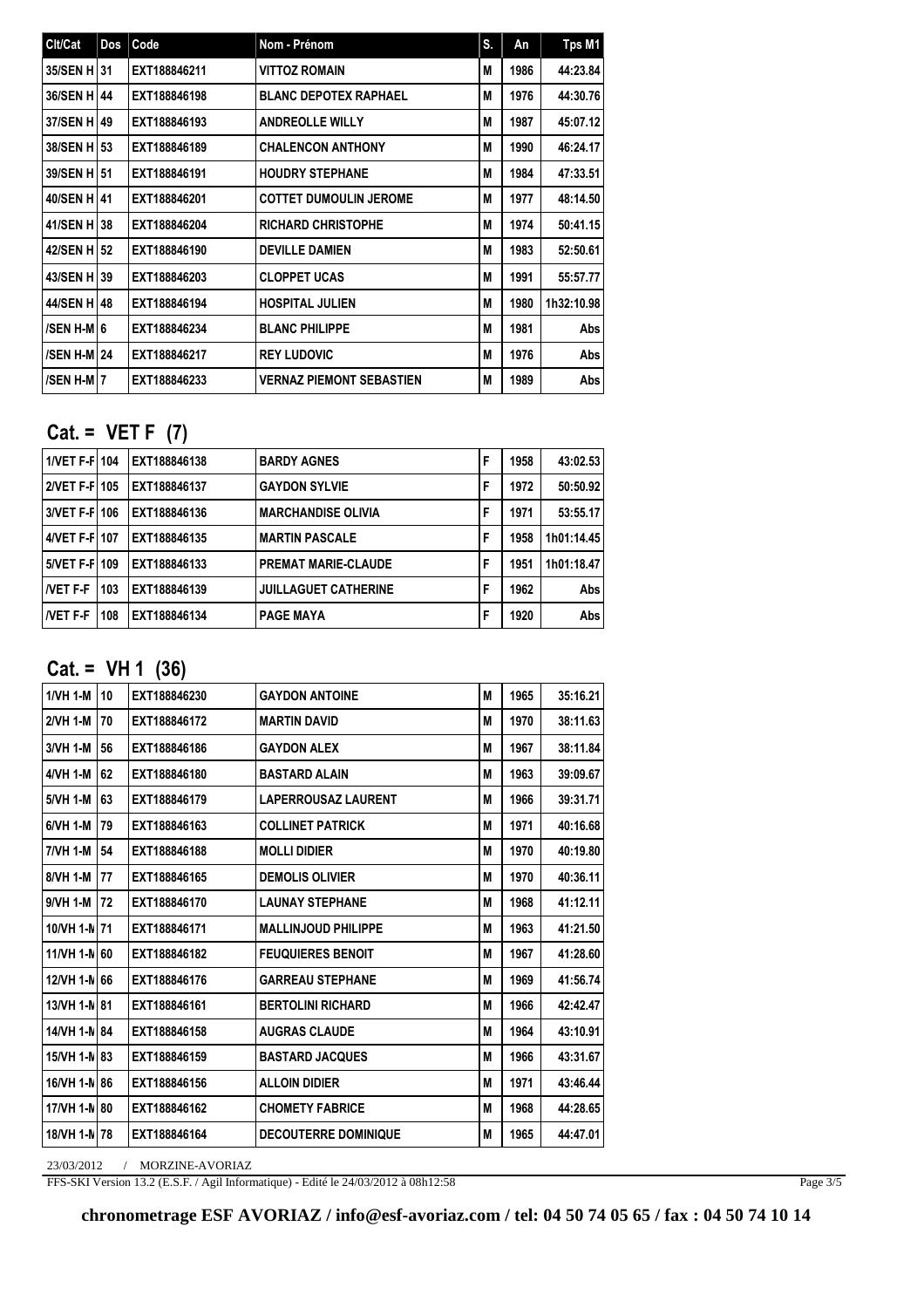| Clt/Cat | Dos | Code | Nom - Prénom | S. | An | Tps M1 |
|---|---|---|---|---|---|---|
| 35/SEN H | 31 | EXT188846211 | VITTOZ ROMAIN | M | 1986 | 44:23.84 |
| 36/SEN H | 44 | EXT188846198 | BLANC DEPOTEX RAPHAEL | M | 1976 | 44:30.76 |
| 37/SEN H | 49 | EXT188846193 | ANDREOLLE WILLY | M | 1987 | 45:07.12 |
| 38/SEN H | 53 | EXT188846189 | CHALENCON ANTHONY | M | 1990 | 46:24.17 |
| 39/SEN H | 51 | EXT188846191 | HOUDRY STEPHANE | M | 1984 | 47:33.51 |
| 40/SEN H | 41 | EXT188846201 | COTTET DUMOULIN JEROME | M | 1977 | 48:14.50 |
| 41/SEN H | 38 | EXT188846204 | RICHARD CHRISTOPHE | M | 1974 | 50:41.15 |
| 42/SEN H | 52 | EXT188846190 | DEVILLE DAMIEN | M | 1983 | 52:50.61 |
| 43/SEN H | 39 | EXT188846203 | CLOPPET UCAS | M | 1991 | 55:57.77 |
| 44/SEN H | 48 | EXT188846194 | HOSPITAL JULIEN | M | 1980 | 1h32:10.98 |
| /SEN H-M | 6 | EXT188846234 | BLANC PHILIPPE | M | 1981 | Abs |
| /SEN H-M | 24 | EXT188846217 | REY LUDOVIC | M | 1976 | Abs |
| /SEN H-M | 7 | EXT188846233 | VERNAZ PIEMONT SEBASTIEN | M | 1989 | Abs |

## Cat. = VET F (7)

| Clt/Cat | Dos | Code | Nom - Prénom | S. | An | Tps M1 |
|---|---|---|---|---|---|---|
| 1/VET F-F | 104 | EXT188846138 | BARDY AGNES | F | 1958 | 43:02.53 |
| 2/VET F-F | 105 | EXT188846137 | GAYDON SYLVIE | F | 1972 | 50:50.92 |
| 3/VET F-F | 106 | EXT188846136 | MARCHANDISE OLIVIA | F | 1971 | 53:55.17 |
| 4/VET F-F | 107 | EXT188846135 | MARTIN PASCALE | F | 1958 | 1h01:14.45 |
| 5/VET F-F | 109 | EXT188846133 | PREMAT MARIE-CLAUDE | F | 1951 | 1h01:18.47 |
| /VET F-F | 103 | EXT188846139 | JUILLAGUET CATHERINE | F | 1962 | Abs |
| /VET F-F | 108 | EXT188846134 | PAGE MAYA | F | 1920 | Abs |

## Cat. = VH 1 (36)

| Clt/Cat | Dos | Code | Nom - Prénom | S. | An | Tps M1 |
|---|---|---|---|---|---|---|
| 1/VH 1-M | 10 | EXT188846230 | GAYDON ANTOINE | M | 1965 | 35:16.21 |
| 2/VH 1-M | 70 | EXT188846172 | MARTIN DAVID | M | 1970 | 38:11.63 |
| 3/VH 1-M | 56 | EXT188846186 | GAYDON ALEX | M | 1967 | 38:11.84 |
| 4/VH 1-M | 62 | EXT188846180 | BASTARD ALAIN | M | 1963 | 39:09.67 |
| 5/VH 1-M | 63 | EXT188846179 | LAPERROUSAZ LAURENT | M | 1966 | 39:31.71 |
| 6/VH 1-M | 79 | EXT188846163 | COLLINET PATRICK | M | 1971 | 40:16.68 |
| 7/VH 1-M | 54 | EXT188846188 | MOLLI DIDIER | M | 1970 | 40:19.80 |
| 8/VH 1-M | 77 | EXT188846165 | DEMOLIS OLIVIER | M | 1970 | 40:36.11 |
| 9/VH 1-M | 72 | EXT188846170 | LAUNAY STEPHANE | M | 1968 | 41:12.11 |
| 10/VH 1-M | 71 | EXT188846171 | MALLINJOUD PHILIPPE | M | 1963 | 41:21.50 |
| 11/VH 1-M | 60 | EXT188846182 | FEUQUIERES BENOIT | M | 1967 | 41:28.60 |
| 12/VH 1-M | 66 | EXT188846176 | GARREAU STEPHANE | M | 1969 | 41:56.74 |
| 13/VH 1-M | 81 | EXT188846161 | BERTOLINI RICHARD | M | 1966 | 42:42.47 |
| 14/VH 1-M | 84 | EXT188846158 | AUGRAS CLAUDE | M | 1964 | 43:10.91 |
| 15/VH 1-M | 83 | EXT188846159 | BASTARD JACQUES | M | 1966 | 43:31.67 |
| 16/VH 1-M | 86 | EXT188846156 | ALLOIN DIDIER | M | 1971 | 43:46.44 |
| 17/VH 1-M | 80 | EXT188846162 | CHOMETY FABRICE | M | 1968 | 44:28.65 |
| 18/VH 1-M | 78 | EXT188846164 | DECOUTERRE DOMINIQUE | M | 1965 | 44:47.01 |

23/03/2012 / MORZINE-AVORIAZ

FFS-SKI Version 13.2 (E.S.F. / Agil Informatique) - Edité le 24/03/2012 à 08h12:58

**chronometrage ESF AVORIAZ / info@esf-avoriaz.com / tel: 04 50 74 05 65 / fax : 04 50 74 10 14**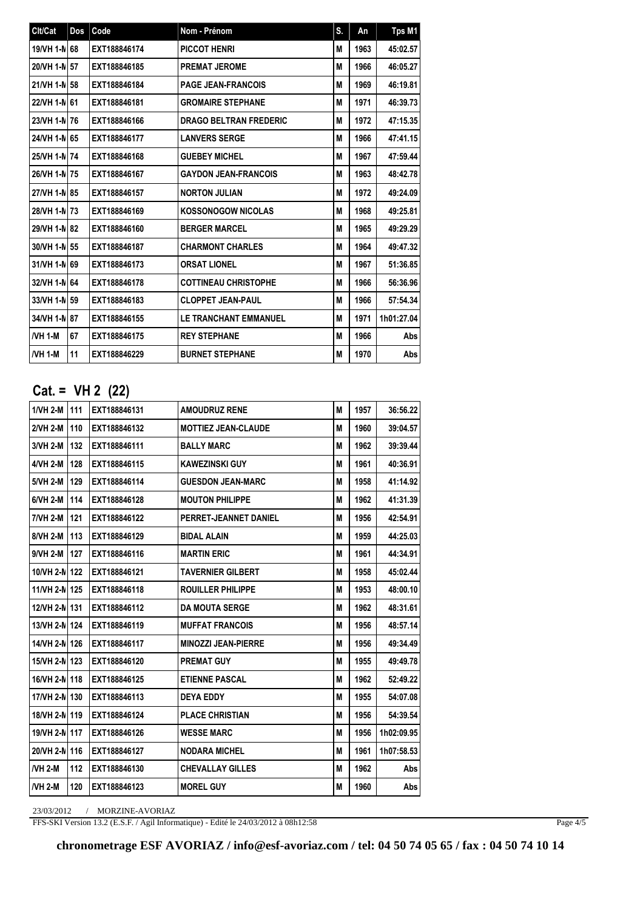| Clt/Cat | Dos | Code | Nom - Prénom | S. | An | Tps M1 |
|---|---|---|---|---|---|---|
| 19/VH 1-M | 68 | EXT188846174 | PICCOT HENRI | M | 1963 | 45:02.57 |
| 20/VH 1-M | 57 | EXT188846185 | PREMAT JEROME | M | 1966 | 46:05.27 |
| 21/VH 1-M | 58 | EXT188846184 | PAGE JEAN-FRANCOIS | M | 1969 | 46:19.81 |
| 22/VH 1-M | 61 | EXT188846181 | GROMAIRE STEPHANE | M | 1971 | 46:39.73 |
| 23/VH 1-M | 76 | EXT188846166 | DRAGO BELTRAN FREDERIC | M | 1972 | 47:15.35 |
| 24/VH 1-M | 65 | EXT188846177 | LANVERS SERGE | M | 1966 | 47:41.15 |
| 25/VH 1-M | 74 | EXT188846168 | GUEBEY MICHEL | M | 1967 | 47:59.44 |
| 26/VH 1-M | 75 | EXT188846167 | GAYDON JEAN-FRANCOIS | M | 1963 | 48:42.78 |
| 27/VH 1-M | 85 | EXT188846157 | NORTON JULIAN | M | 1972 | 49:24.09 |
| 28/VH 1-M | 73 | EXT188846169 | KOSSONOGOW NICOLAS | M | 1968 | 49:25.81 |
| 29/VH 1-M | 82 | EXT188846160 | BERGER MARCEL | M | 1965 | 49:29.29 |
| 30/VH 1-M | 55 | EXT188846187 | CHARMONT CHARLES | M | 1964 | 49:47.32 |
| 31/VH 1-M | 69 | EXT188846173 | ORSAT LIONEL | M | 1967 | 51:36.85 |
| 32/VH 1-M | 64 | EXT188846178 | COTTINEAU CHRISTOPHE | M | 1966 | 56:36.96 |
| 33/VH 1-M | 59 | EXT188846183 | CLOPPET JEAN-PAUL | M | 1966 | 57:54.34 |
| 34/VH 1-M | 87 | EXT188846155 | LE TRANCHANT EMMANUEL | M | 1971 | 1h01:27.04 |
| /VH 1-M | 67 | EXT188846175 | REY STEPHANE | M | 1966 | Abs |
| /VH 1-M | 11 | EXT188846229 | BURNET STEPHANE | M | 1970 | Abs |

## Cat. = VH 2 (22)

| Clt/Cat | Dos | Code | Nom - Prénom | S. | An | Tps M1 |
|---|---|---|---|---|---|---|
| 1/VH 2-M | 111 | EXT188846131 | AMOUDRUZ RENE | M | 1957 | 36:56.22 |
| 2/VH 2-M | 110 | EXT188846132 | MOTTIEZ JEAN-CLAUDE | M | 1960 | 39:04.57 |
| 3/VH 2-M | 132 | EXT188846111 | BALLY MARC | M | 1962 | 39:39.44 |
| 4/VH 2-M | 128 | EXT188846115 | KAWEZINSKI GUY | M | 1961 | 40:36.91 |
| 5/VH 2-M | 129 | EXT188846114 | GUESDON JEAN-MARC | M | 1958 | 41:14.92 |
| 6/VH 2-M | 114 | EXT188846128 | MOUTON PHILIPPE | M | 1962 | 41:31.39 |
| 7/VH 2-M | 121 | EXT188846122 | PERRET-JEANNET DANIEL | M | 1956 | 42:54.91 |
| 8/VH 2-M | 113 | EXT188846129 | BIDAL ALAIN | M | 1959 | 44:25.03 |
| 9/VH 2-M | 127 | EXT188846116 | MARTIN ERIC | M | 1961 | 44:34.91 |
| 10/VH 2-M | 122 | EXT188846121 | TAVERNIER GILBERT | M | 1958 | 45:02.44 |
| 11/VH 2-M | 125 | EXT188846118 | ROUILLER PHILIPPE | M | 1953 | 48:00.10 |
| 12/VH 2-M | 131 | EXT188846112 | DA MOUTA SERGE | M | 1962 | 48:31.61 |
| 13/VH 2-M | 124 | EXT188846119 | MUFFAT FRANCOIS | M | 1956 | 48:57.14 |
| 14/VH 2-M | 126 | EXT188846117 | MINOZZI JEAN-PIERRE | M | 1956 | 49:34.49 |
| 15/VH 2-M | 123 | EXT188846120 | PREMAT GUY | M | 1955 | 49:49.78 |
| 16/VH 2-M | 118 | EXT188846125 | ETIENNE PASCAL | M | 1962 | 52:49.22 |
| 17/VH 2-M | 130 | EXT188846113 | DEYA EDDY | M | 1955 | 54:07.08 |
| 18/VH 2-M | 119 | EXT188846124 | PLACE CHRISTIAN | M | 1956 | 54:39.54 |
| 19/VH 2-M | 117 | EXT188846126 | WESSE MARC | M | 1956 | 1h02:09.95 |
| 20/VH 2-M | 116 | EXT188846127 | NODARA MICHEL | M | 1961 | 1h07:58.53 |
| /VH 2-M | 112 | EXT188846130 | CHEVALLAY GILLES | M | 1962 | Abs |
| /VH 2-M | 120 | EXT188846123 | MOREL GUY | M | 1960 | Abs |

23/03/2012 / MORZINE-AVORIAZ

FFS-SKI Version 13.2 (E.S.F. / Agil Informatique) - Edité le 24/03/2012 à 08h12:58

**chronometrage ESF AVORIAZ / info@esf-avoriaz.com / tel: 04 50 74 05 65 / fax : 04 50 74 10 14**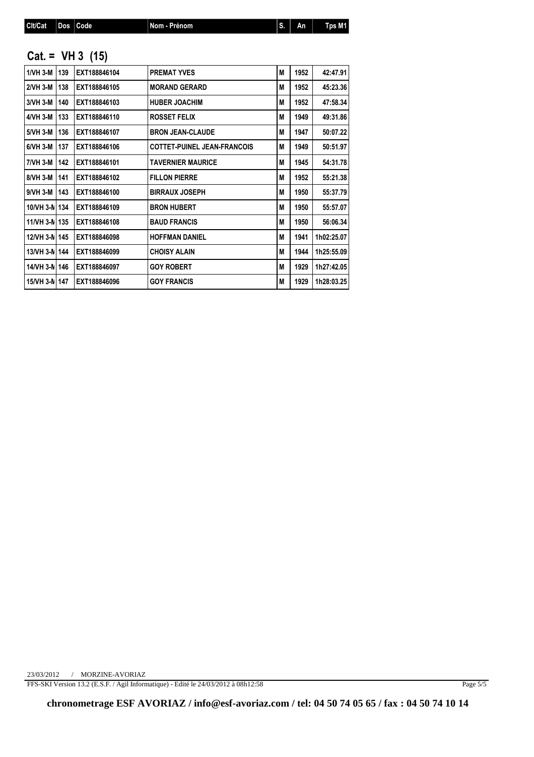| Clt/Cat | Dos | Code | Nom - Prénom | S. | An | Tps M1 |
|---|---|---|---|---|---|---|

## Cat. = VH 3 (15)

| Clt/Cat | Dos | Code | Nom - Prénom | S. | An | Tps M1 |
|---|---|---|---|---|---|---|
| 1/VH 3-M | 139 | EXT188846104 | PREMAT YVES | M | 1952 | 42:47.91 |
| 2/VH 3-M | 138 | EXT188846105 | MORAND GERARD | M | 1952 | 45:23.36 |
| 3/VH 3-M | 140 | EXT188846103 | HUBER JOACHIM | M | 1952 | 47:58.34 |
| 4/VH 3-M | 133 | EXT188846110 | ROSSET FELIX | M | 1949 | 49:31.86 |
| 5/VH 3-M | 136 | EXT188846107 | BRON JEAN-CLAUDE | M | 1947 | 50:07.22 |
| 6/VH 3-M | 137 | EXT188846106 | COTTET-PUINEL JEAN-FRANCOIS | M | 1949 | 50:51.97 |
| 7/VH 3-M | 142 | EXT188846101 | TAVERNIER MAURICE | M | 1945 | 54:31.78 |
| 8/VH 3-M | 141 | EXT188846102 | FILLON PIERRE | M | 1952 | 55:21.38 |
| 9/VH 3-M | 143 | EXT188846100 | BIRRAUX JOSEPH | M | 1950 | 55:37.79 |
| 10/VH 3-N | 134 | EXT188846109 | BRON HUBERT | M | 1950 | 55:57.07 |
| 11/VH 3-N | 135 | EXT188846108 | BAUD FRANCIS | M | 1950 | 56:06.34 |
| 12/VH 3-N | 145 | EXT188846098 | HOFFMAN DANIEL | M | 1941 | 1h02:25.07 |
| 13/VH 3-N | 144 | EXT188846099 | CHOISY ALAIN | M | 1944 | 1h25:55.09 |
| 14/VH 3-N | 146 | EXT188846097 | GOY ROBERT | M | 1929 | 1h27:42.05 |
| 15/VH 3-N | 147 | EXT188846096 | GOY FRANCIS | M | 1929 | 1h28:03.25 |

23/03/2012 / MORZINE-AVORIAZ

FFS-SKI Version 13.2 (E.S.F. / Agil Informatique) - Edité le 24/03/2012 à 08h12:58

**chronometrage ESF AVORIAZ / info@esf-avoriaz.com / tel: 04 50 74 05 65 / fax : 04 50 74 10 14**